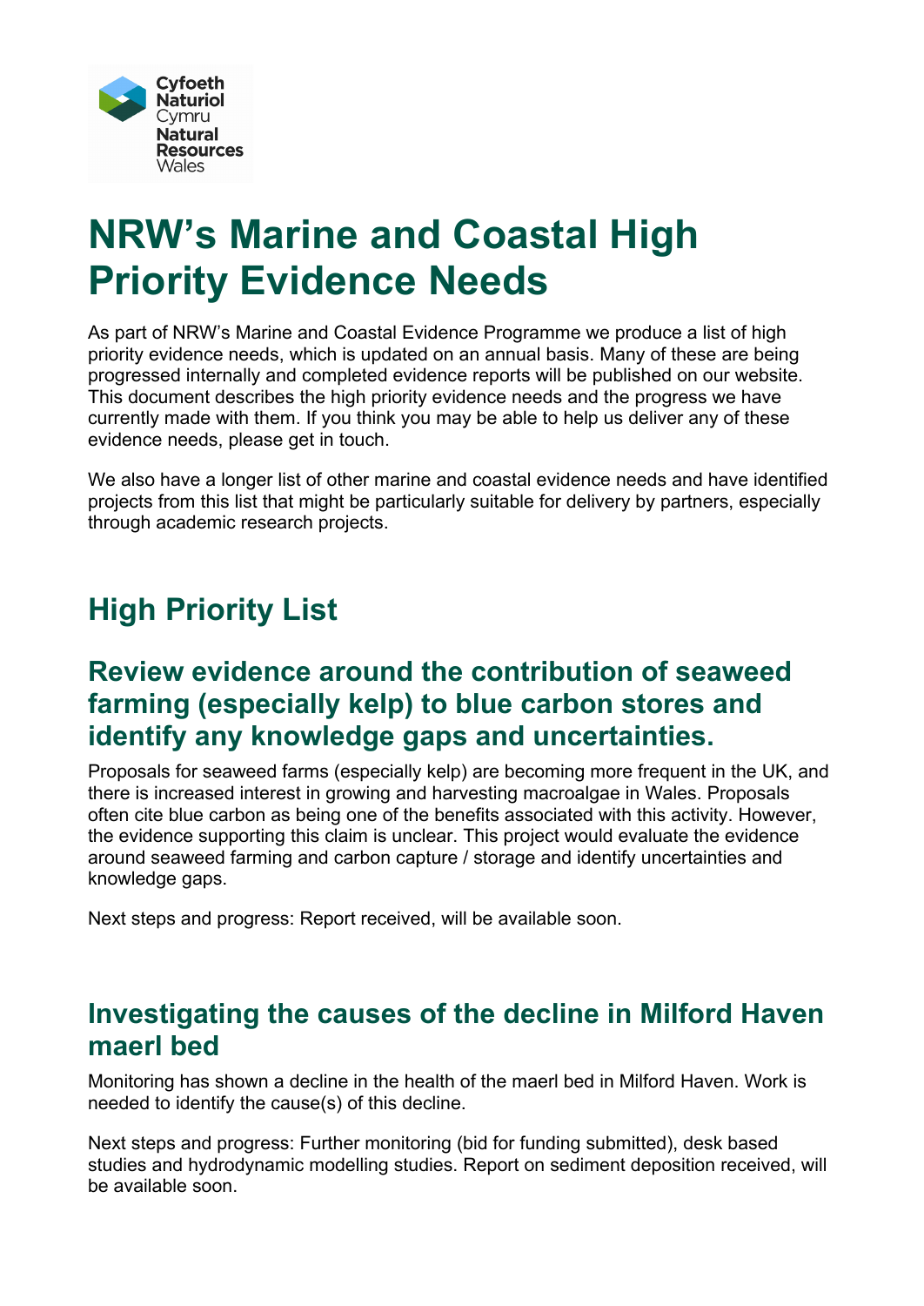# NRW's Marine and Coastal High Priority Evidence Needs

As part of NRW's Marine and Coastal Evidence Programme we produce a list of high priority evidence needs, which is updated on an annual basis. Many of these are being progressed internally and completed evidence reports will be published on our website. This document describes the high priority evidence needs and the progress we have currently made with them. If you think you may be able to help us deliver any of these evidence needs, please get in touch.

We also have a longer list of other marine and coastal evidence needs and have identified projects from this list that might be particularly suitable for delivery by partners, especially through academic research projects.

## High Priority List

### Review evidence around the contribution of seaweed farming (especially kelp) to blue carbon stores and identify any knowledge gaps and uncertainties.

Proposals for seaweed farms (especially kelp) are becoming more frequent in the UK, and there is increased interest in growing and harvesting macroalgae in Wales. Proposals often cite blue carbon as being one of the benefits associated with this activity. However, the evidence supporting this claim is unclear. This project would evaluate the evidence around seaweed farming and carbon capture / storage and identify uncertainties and knowledge gaps.

Next steps and progress: Report received, will be available soon.

### Investigating the causes of the decline in Milford Haven maerl bed

Monitoring has shown a decline in the health of the maerl bed in Milford Haven. Work is needed to identify the cause(s) of this decline.

Next steps and progress: Further monitoring (bid for funding submitted), desk based studies and hydrodynamic modelling studies. Report on sediment deposition received, will be available soon.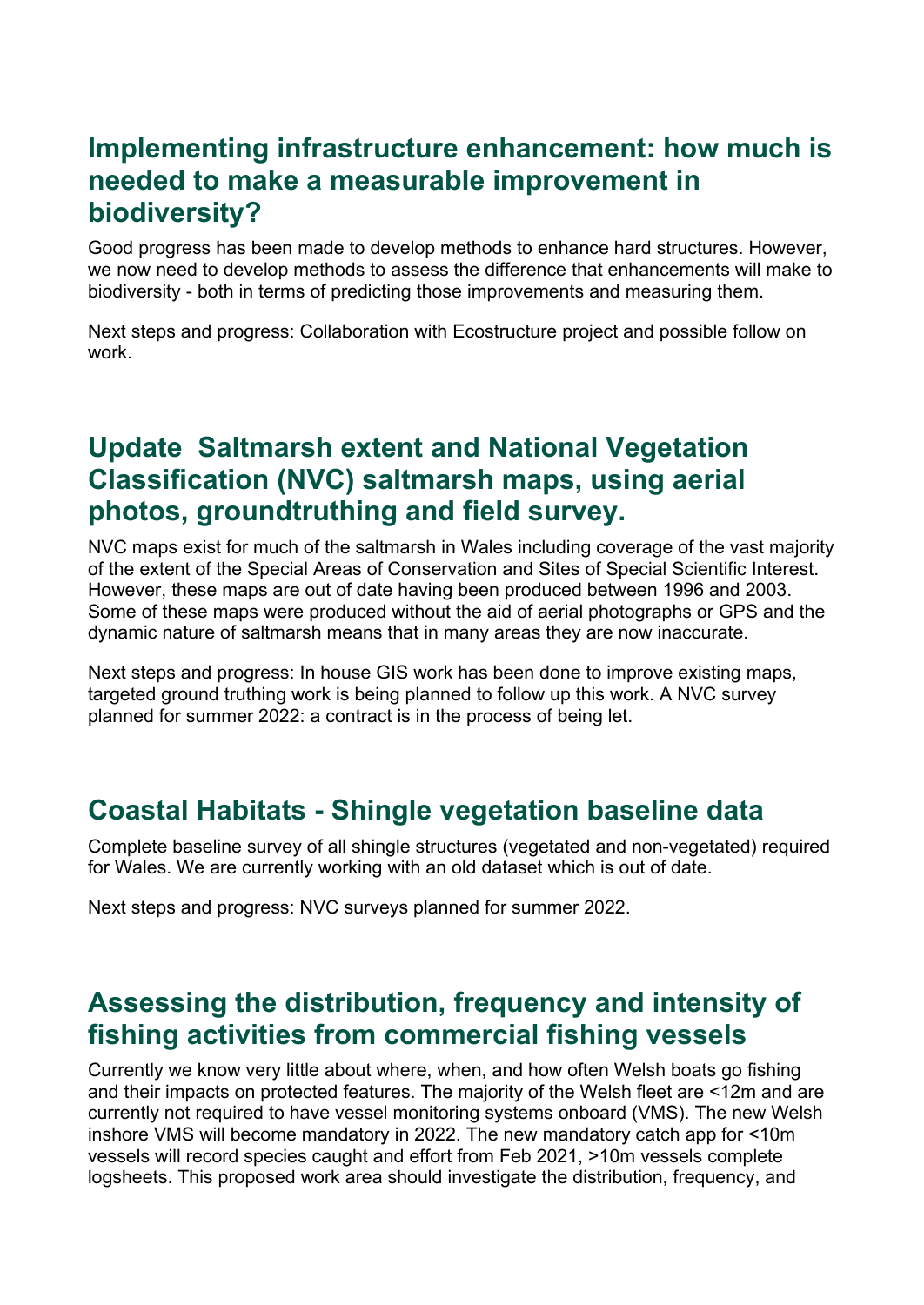## Implementing infrastructure enhancement: how much is needed to make a measurable improvement in biodiversity?

Good progress has been made to develop methods to enhance hard structures. However, we now need to develop methods to assess the difference that enhancements will make to biodiversity - both in terms of predicting those improvements and measuring them.

Next steps and progress: Collaboration with Ecostructure project and possible follow on work.

## Update Saltmarsh extent and National Vegetation Classification (NVC) saltmarsh maps, using aerial photos, groundtruthing and field survey.

NVC maps exist for much of the saltmarsh in Wales including coverage of the vast majority of the extent of the Special Areas of Conservation and Sites of Special Scientific Interest. However, these maps are out of date having been produced between 1996 and 2003. Some of these maps were produced without the aid of aerial photographs or GPS and the dynamic nature of saltmarsh means that in many areas they are now inaccurate.

Next steps and progress: In house GIS work has been done to improve existing maps, targeted ground truthing work is being planned to follow up this work. A NVC survey planned for summer 2022: a contract is in the process of being let.

## Coastal Habitats - Shingle vegetation baseline data

Complete baseline survey of all shingle structures (vegetated and non-vegetated) required for Wales. We are currently working with an old dataset which is out of date.

Next steps and progress: NVC surveys planned for summer 2022.

## Assessing the distribution, frequency and intensity of fishing activities from commercial fishing vessels

Currently we know very little about where, when, and how often Welsh boats go fishing and their impacts on protected features. The majority of the Welsh fleet are <12m and are currently not required to have vessel monitoring systems onboard (VMS). The new Welsh inshore VMS will become mandatory in 2022. The new mandatory catch app for <10m vessels will record species caught and effort from Feb 2021, >10m vessels complete logsheets. This proposed work area should investigate the distribution, frequency, and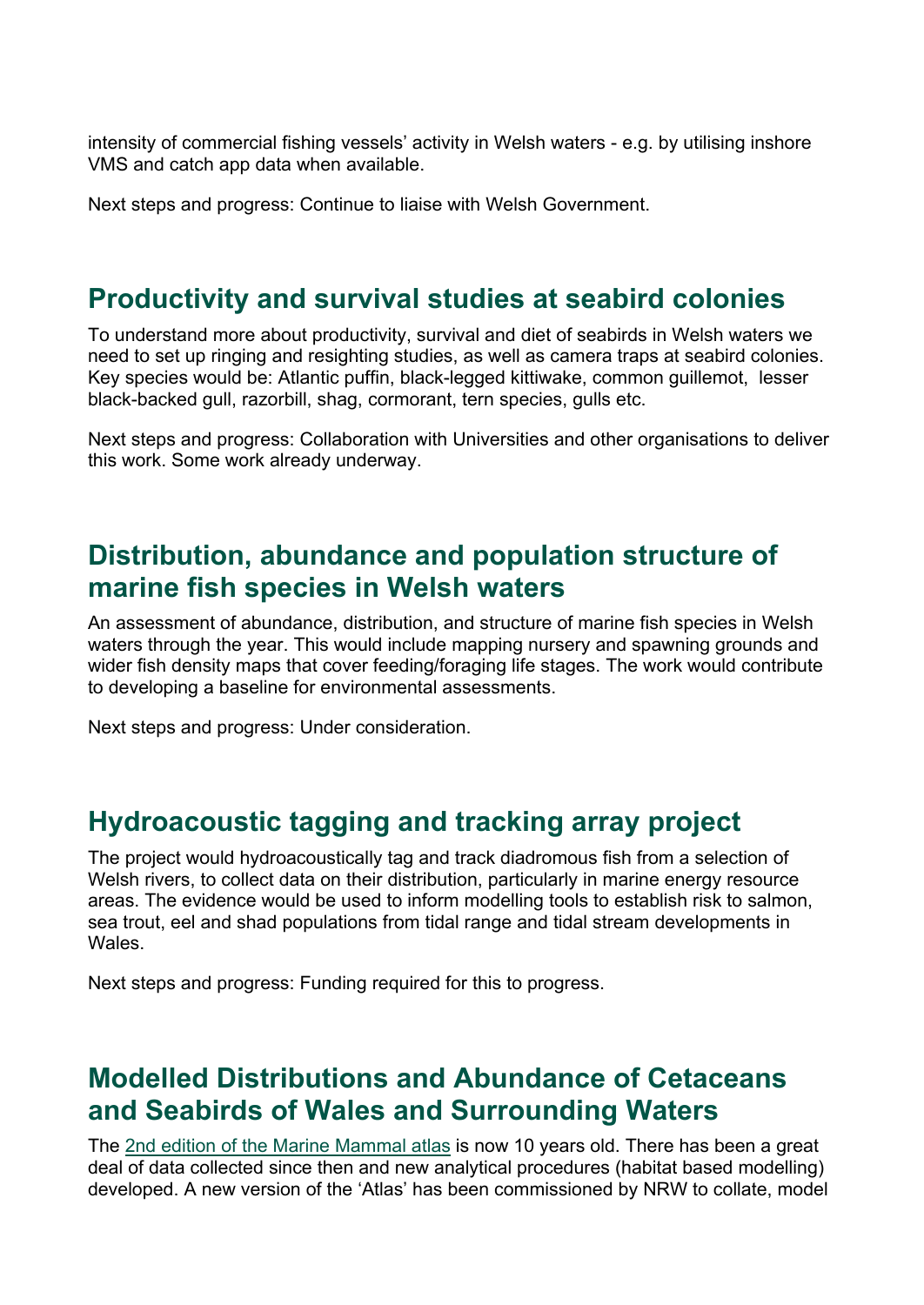intensity of commercial fishing vessels' activity in Welsh waters - e.g. by utilising inshore VMS and catch app data when available.

Next steps and progress: Continue to liaise with Welsh Government.

## Productivity and survival studies at seabird colonies

To understand more about productivity, survival and diet of seabirds in Welsh waters we need to set up ringing and resighting studies, as well as camera traps at seabird colonies. Key species would be: Atlantic puffin, black-legged kittiwake, common guillemot, lesser black-backed gull, razorbill, shag, cormorant, tern species, gulls etc.

Next steps and progress: Collaboration with Universities and other organisations to deliver this work. Some work already underway.

## Distribution, abundance and population structure of marine fish species in Welsh waters

An assessment of abundance, distribution, and structure of marine fish species in Welsh waters through the year. This would include mapping nursery and spawning grounds and wider fish density maps that cover feeding/foraging life stages. The work would contribute to developing a baseline for environmental assessments.

Next steps and progress: Under consideration.

## Hydroacoustic tagging and tracking array project

The project would hydroacoustically tag and track diadromous fish from a selection of Welsh rivers, to collect data on their distribution, particularly in marine energy resource areas. The evidence would be used to inform modelling tools to establish risk to salmon, sea trout, eel and shad populations from tidal range and tidal stream developments in Wales.

Next steps and progress: Funding required for this to progress.

## Modelled Distributions and Abundance of Cetaceans and Seabirds of Wales and Surrounding Waters

The [2nd edition of the Marine Mammal atlas] is now 10 years old. There has been a great deal of data collected since then and new analytical procedures (habitat based modelling) developed. A new version of the 'Atlas' has been commissioned by NRW to collate, model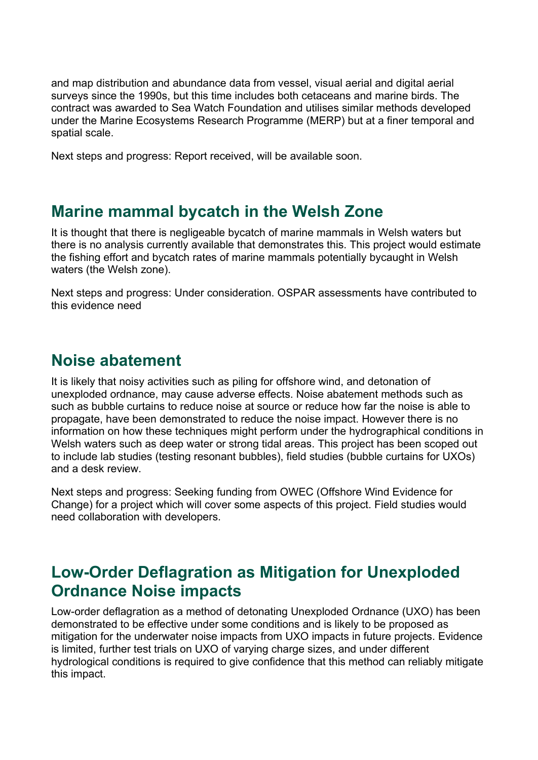and map distribution and abundance data from vessel, visual aerial and digital aerial surveys since the 1990s, but this time includes both cetaceans and marine birds. The contract was awarded to Sea Watch Foundation and utilises similar methods developed under the Marine Ecosystems Research Programme (MERP) but at a finer temporal and spatial scale.

Next steps and progress: Report received, will be available soon.

## Marine mammal bycatch in the Welsh Zone

It is thought that there is negligeable bycatch of marine mammals in Welsh waters but there is no analysis currently available that demonstrates this. This project would estimate the fishing effort and bycatch rates of marine mammals potentially bycaught in Welsh waters (the Welsh zone).

Next steps and progress: Under consideration. OSPAR assessments have contributed to this evidence need

## Noise abatement

It is likely that noisy activities such as piling for offshore wind, and detonation of unexploded ordnance, may cause adverse effects. Noise abatement methods such as such as bubble curtains to reduce noise at source or reduce how far the noise is able to propagate, have been demonstrated to reduce the noise impact. However there is no information on how these techniques might perform under the hydrographical conditions in Welsh waters such as deep water or strong tidal areas. This project has been scoped out to include lab studies (testing resonant bubbles), field studies (bubble curtains for UXOs) and a desk review.

Next steps and progress: Seeking funding from OWEC (Offshore Wind Evidence for Change) for a project which will cover some aspects of this project. Field studies would need collaboration with developers.

## Low-Order Deflagration as Mitigation for Unexploded Ordnance Noise impacts

Low-order deflagration as a method of detonating Unexploded Ordnance (UXO) has been demonstrated to be effective under some conditions and is likely to be proposed as mitigation for the underwater noise impacts from UXO impacts in future projects. Evidence is limited, further test trials on UXO of varying charge sizes, and under different hydrological conditions is required to give confidence that this method can reliably mitigate this impact.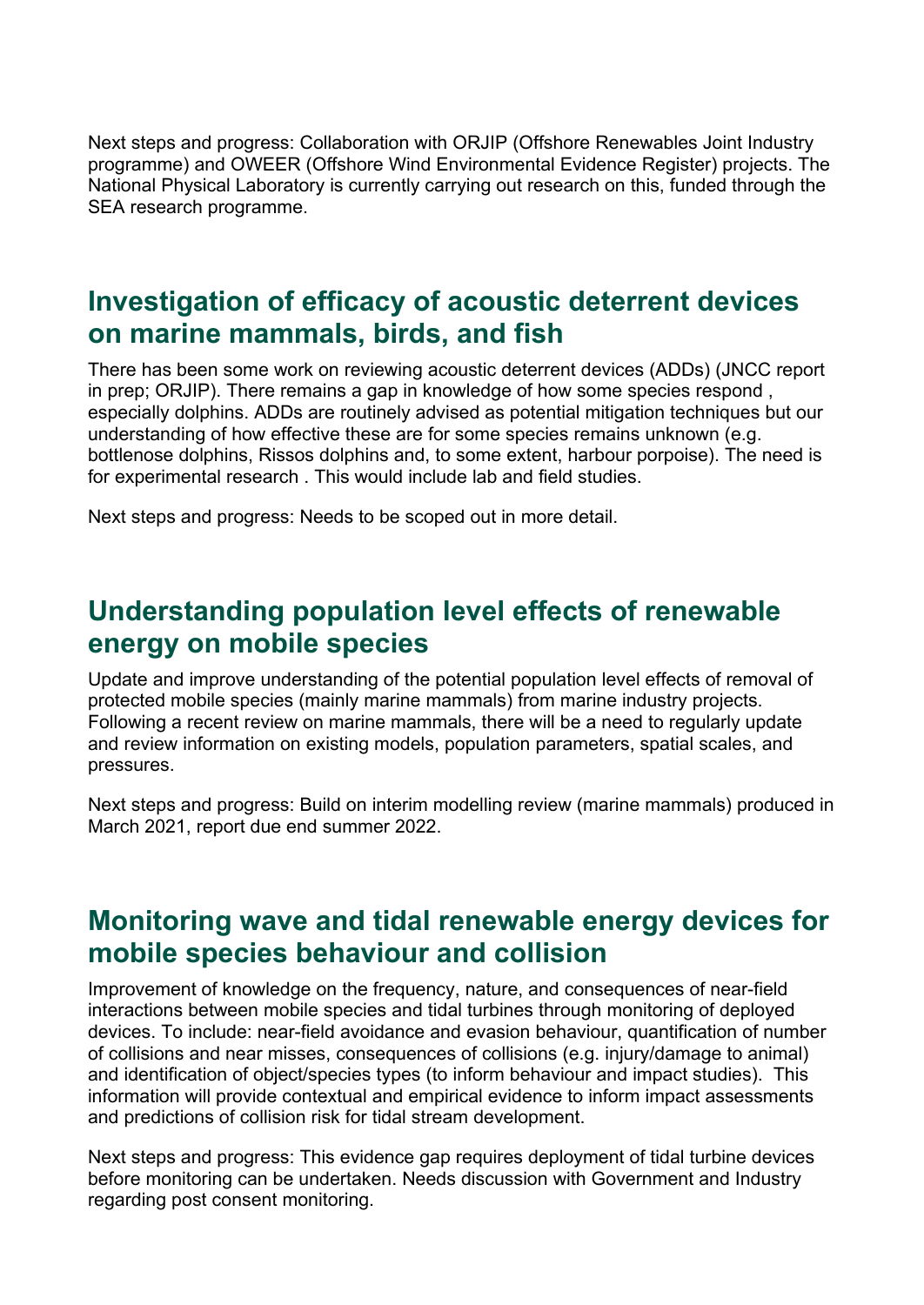Next steps and progress: Collaboration with ORJIP (Offshore Renewables Joint Industry programme) and OWEER (Offshore Wind Environmental Evidence Register) projects. The National Physical Laboratory is currently carrying out research on this, funded through the SEA research programme.

## Investigation of efficacy of acoustic deterrent devices on marine mammals, birds, and fish

There has been some work on reviewing acoustic deterrent devices (ADDs) (JNCC report in prep; ORJIP). There remains a gap in knowledge of how some species respond , especially dolphins. ADDs are routinely advised as potential mitigation techniques but our understanding of how effective these are for some species remains unknown (e.g. bottlenose dolphins, Rissos dolphins and, to some extent, harbour porpoise). The need is for experimental research . This would include lab and field studies.

Next steps and progress: Needs to be scoped out in more detail.

## Understanding population level effects of renewable energy on mobile species

Update and improve understanding of the potential population level effects of removal of protected mobile species (mainly marine mammals) from marine industry projects. Following a recent review on marine mammals, there will be a need to regularly update and review information on existing models, population parameters, spatial scales, and pressures.

Next steps and progress: Build on interim modelling review (marine mammals) produced in March 2021, report due end summer 2022.

## Monitoring wave and tidal renewable energy devices for mobile species behaviour and collision

Improvement of knowledge on the frequency, nature, and consequences of near-field interactions between mobile species and tidal turbines through monitoring of deployed devices. To include: near-field avoidance and evasion behaviour, quantification of number of collisions and near misses, consequences of collisions (e.g. injury/damage to animal) and identification of object/species types (to inform behaviour and impact studies). This information will provide contextual and empirical evidence to inform impact assessments and predictions of collision risk for tidal stream development.

Next steps and progress: This evidence gap requires deployment of tidal turbine devices before monitoring can be undertaken. Needs discussion with Government and Industry regarding post consent monitoring.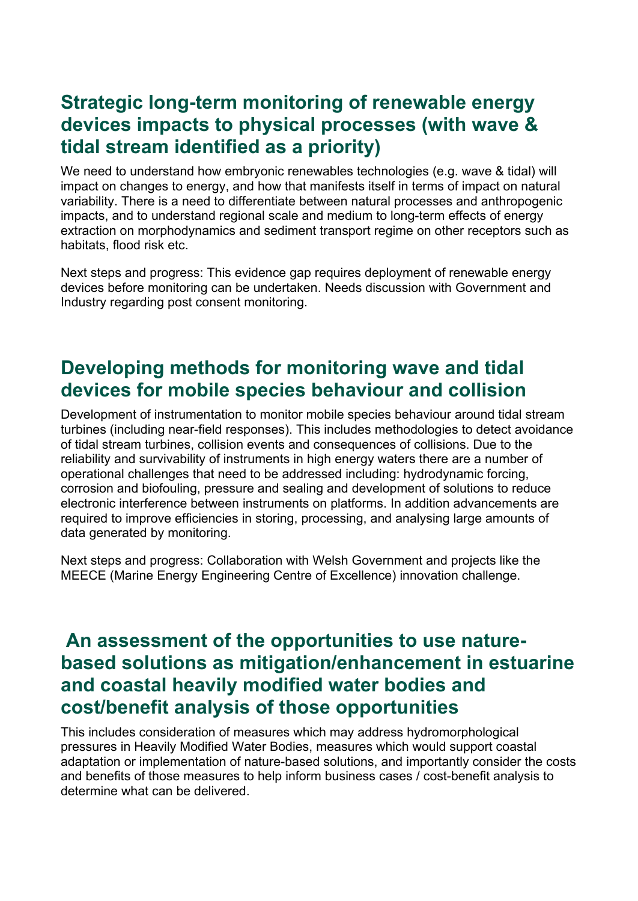## Strategic long-term monitoring of renewable energy devices impacts to physical processes (with wave & tidal stream identified as a priority)

We need to understand how embryonic renewables technologies (e.g. wave & tidal) will impact on changes to energy, and how that manifests itself in terms of impact on natural variability. There is a need to differentiate between natural processes and anthropogenic impacts, and to understand regional scale and medium to long-term effects of energy extraction on morphodynamics and sediment transport regime on other receptors such as habitats, flood risk etc.

Next steps and progress: This evidence gap requires deployment of renewable energy devices before monitoring can be undertaken. Needs discussion with Government and Industry regarding post consent monitoring.

## Developing methods for monitoring wave and tidal devices for mobile species behaviour and collision

Development of instrumentation to monitor mobile species behaviour around tidal stream turbines (including near-field responses). This includes methodologies to detect avoidance of tidal stream turbines, collision events and consequences of collisions. Due to the reliability and survivability of instruments in high energy waters there are a number of operational challenges that need to be addressed including: hydrodynamic forcing, corrosion and biofouling, pressure and sealing and development of solutions to reduce electronic interference between instruments on platforms. In addition advancements are required to improve efficiencies in storing, processing, and analysing large amounts of data generated by monitoring.

Next steps and progress: Collaboration with Welsh Government and projects like the MEECE (Marine Energy Engineering Centre of Excellence) innovation challenge.

## An assessment of the opportunities to use nature-based solutions as mitigation/enhancement in estuarine and coastal heavily modified water bodies and cost/benefit analysis of those opportunities

This includes consideration of measures which may address hydromorphological pressures in Heavily Modified Water Bodies, measures which would support coastal adaptation or implementation of nature-based solutions, and importantly consider the costs and benefits of those measures to help inform business cases / cost-benefit analysis to determine what can be delivered.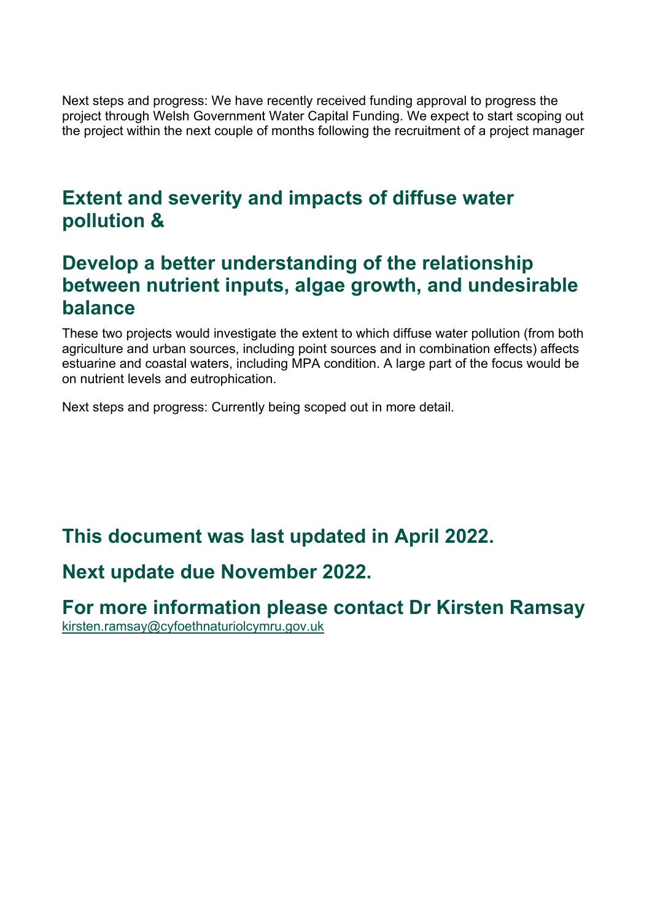Next steps and progress: We have recently received funding approval to progress the project through Welsh Government Water Capital Funding. We expect to start scoping out the project within the next couple of months following the recruitment of a project manager

## Extent and severity and impacts of diffuse water pollution &

## Develop a better understanding of the relationship between nutrient inputs, algae growth, and undesirable balance

These two projects would investigate the extent to which diffuse water pollution (from both agriculture and urban sources, including point sources and in combination effects) affects estuarine and coastal waters, including MPA condition. A large part of the focus would be on nutrient levels and eutrophication.

Next steps and progress: Currently being scoped out in more detail.

## This document was last updated in April 2022.

## Next update due November 2022.

## For more information please contact Dr Kirsten Ramsay

kirsten.ramsay@cyfoethnaturiolcymru.gov.uk